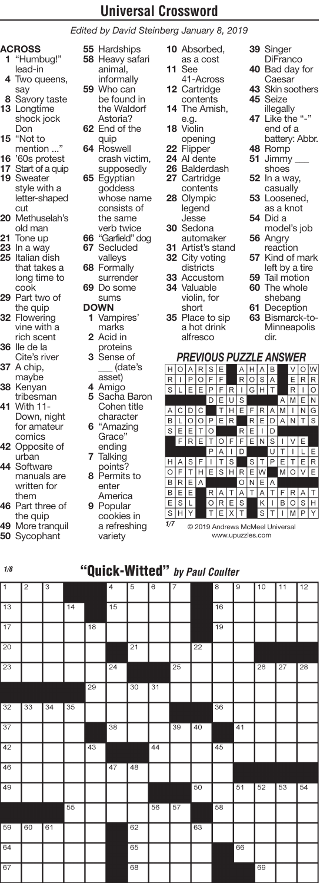# Universal Crossword

*Edited by David Steinberg January 8, 2019*

## ACROSS

1 "Humbug!" lead-in
4 Two queens, say
8 Savory taste
13 Longtime shock jock Don
15 "Not to mention ..."
16 '60s protest
17 Start of a quip
19 Sweater style with a letter-shaped cut
20 Methuselah's old man
21 Tone up
23 In a way
25 Italian dish that takes a long time to cook
29 Part two of the quip
32 Flowering vine with a rich scent
36 Ile de la Cite's river
37 A chip, maybe
38 Kenyan tribesman
41 With 11-Down, night for amateur comics
42 Opposite of urban
44 Software manuals are written for them
46 Part three of the quip
49 More tranquil
50 Sycophant
55 Hardships
58 Heavy safari animal, informally
59 Who can be found in the Waldorf Astoria?
62 End of the quip
64 Roswell crash victim, supposedly
65 Egyptian goddess whose name consists of the same verb twice
66 "Garfield" dog
67 Secluded valleys
68 Formally surrender
69 Do some sums

## DOWN

1 Vampires' marks
2 Acid in proteins
3 Sense of ___ (date's asset)
4 Amigo
5 Sacha Baron Cohen title character
6 "Amazing Grace" ending
7 Talking points?
8 Permits to enter America
9 Popular cookies in a refreshing variety
10 Absorbed, as a cost
11 See 41-Across
12 Cartridge contents
14 The Amish, e.g.
18 Violin opening
22 Flipper
24 Al dente
26 Balderdash
27 Cartridge contents
28 Olympic legend Jesse
30 Sedona automaker
31 Artist's stand
32 City voting districts
33 Accustom
34 Valuable violin, for short
35 Place to sip a hot drink alfresco
39 Singer DiFranco
40 Bad day for Caesar
43 Skin soothers
45 Seize illegally
47 Like the "-" end of a battery: Abbr.
48 Romp
51 Jimmy ___ shoes
52 In a way, casually
53 Loosened, as a knot
54 Did a model's job
56 Angry reaction
57 Kind of mark left by a tire
59 Tail motion
60 The whole shebang
61 Deception
63 Bismarck-to-Minneapolis dir.

## PREVIOUS PUZZLE ANSWER

| | | | | | | | | | | | | | | |
|---|---|---|---|---|---|---|---|---|---|---|---|---|---|---|
| H | O | A | R | S | E | | A | H | A | B | | V | O | W |
| R | I | P | O | F | F | | R | O | S | A | | E | R | R |
| S | L | E | E | P | F | R | I | G | H | T | | R | I | O |
| | | | | D | E | U | S | | | | A | M | E | N |
| A | C | D | C | | T | H | E | F | R | A | M | I | N | G |
| B | L | O | O | P | E | R | | R | E | D | A | N | T | S |
| S | E | E | T | O | | | R | E | I | D | | | | |
| | F | R | E | T | O | F | F | E | N | S | I | V | E | |
| | | | | P | A | I | D | | | U | T | I | L | E |
| H | A | S | F | I | T | S | | S | T | P | E | T | E | R |
| O | F | T | H | E | S | H | R | E | W | | M | O | V | E |
| B | R | E | A | | | | O | N | E | A | | | | |
| B | E | E | | R | A | T | A | T | A | T | F | R | A | T |
| E | S | L | | O | R | E | S | | K | I | B | O | S | H |
| S | H | Y | | T | E | X | T | | S | T | I | M | P | Y |

1/7 © 2019 Andrews McMeel Universal www.upuzzles.com

## "Quick-Witted" *by Paul Coulter*

1/8

| | | | | | | | | | | | | | | |
|---|---|---|---|---|---|---|---|---|---|---|---|---|---|---|
| 1 | 2 | 3 | ■ | ■ | 4 | 5 | 6 | 7 | ■ | 8 | 9 | 10 | 11 | 12 |
| 13 | | | 14 | ■ | 15 | | | | ■ | 16 | | | | |
| 17 | | | | 18 | | | | | ■ | 19 | | | | |
| 20 | | | | | ■ | 21 | | | 22 | | | ■ | ■ | ■ |
| 23 | | | | | 24 | ■ | ■ | 25 | | | | 26 | 27 | 28 |
| ■ | ■ | ■ | ■ | 29 | | 30 | 31 | | | | | | | |
| 32 | 33 | 34 | 35 | | | | ■ | ■ | ■ | 36 | | | | |
| 37 | | | | ■ | 38 | | | 39 | 40 | ■ | 41 | | | |
| 42 | | | | 43 | ■ | ■ | 44 | | | 45 | | | | |
| 46 | | | | | 47 | 48 | | | | | ■ | ■ | ■ | ■ |
| 49 | | | | | | | ■ | ■ | 50 | | 51 | 52 | 53 | 54 |
| ■ | ■ | ■ | 55 | | | | 56 | 57 | ■ | 58 | | | | |
| 59 | 60 | 61 | | | ■ | 62 | | | 63 | | | | | |
| 64 | | | | | ■ | 65 | | | | | ■ | 66 | | |
| 67 | | | | | ■ | 68 | | | | ■ | ■ | 69 | | |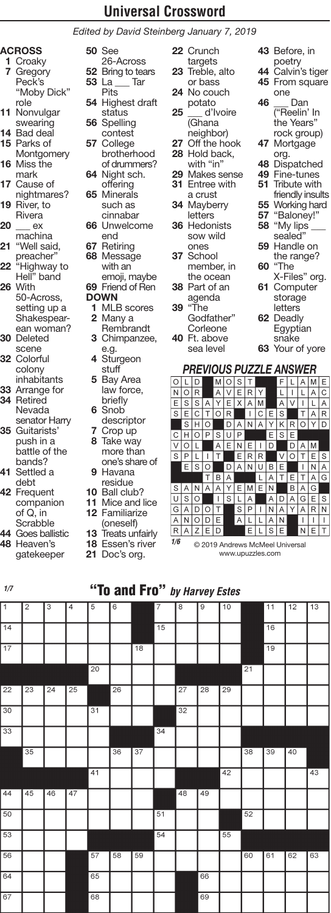# Universal Crossword

*Edited by David Steinberg January 7, 2019*

## ACROSS

1 Croaky
7 Gregory Peck's "Moby Dick" role
11 Nonvulgar swearing
14 Bad deal
15 Parks of Montgomery
16 Miss the mark
17 Cause of nightmares?
19 River, to Rivera
20 ___ ex machina
21 "Well said, preacher"
22 "Highway to Hell" band
26 With 50-Across, setting up a Shakespearean woman?
30 Deleted scene
32 Colorful colony inhabitants
33 Arrange for
34 Retired Nevada senator Harry
35 Guitarists' push in a battle of the bands?
41 Settled a debt
42 Frequent companion of Q, in Scrabble
44 Goes ballistic
48 Heaven's gatekeeper
50 See 26-Across
52 Bring to tears
53 La ___ Tar Pits
54 Highest draft status
56 Spelling contest
57 College brotherhood of drummers?
64 Night sch. offering
65 Minerals such as cinnabar
66 Unwelcome end
67 Retiring
68 Message with an emoji, maybe
69 Friend of Ren

## DOWN

1 MLB scores
2 Many a Rembrandt
3 Chimpanzee, e.g.
4 Sturgeon stuff
5 Bay Area law force, briefly
6 Snob descriptor
7 Crop up
8 Take way more than one's share of
9 Havana residue
10 Ball club?
11 Mice and lice
12 Familiarize (oneself)
13 Treats unfairly
18 Essen's river
21 Doc's org.
22 Crunch targets
23 Treble, alto or bass
24 No couch potato
25 ___ d'Ivoire (Ghana neighbor)
27 Off the hook
28 Hold back, with "in"
29 Makes sense
31 Entree with a crust
34 Mayberry letters
36 Hedonists sow wild ones
37 School member, in the ocean
38 Part of an agenda
39 "The Godfather" Corleone
40 Ft. above sea level
43 Before, in poetry
44 Calvin's tiger
45 From square one
46 ___ Dan ("Reelin' In the Years" rock group)
47 Mortgage org.
48 Dispatched
49 Fine-tunes
51 Tribute with friendly insults
55 Working hard
57 "Baloney!"
58 "My lips ___ sealed"
59 Handle on the range?
60 "The X-Files" org.
61 Computer storage letters
62 Deadly Egyptian snake
63 Your of yore

## PREVIOUS PUZZLE ANSWER

| | | | | | | | | | | | | | | |
|---|---|---|---|---|---|---|---|---|---|---|---|---|---|---|
| O | L | D | | M | O | S | T | | | F | L | A | M | E |
| N | O | R | | A | V | E | R | Y | | L | I | L | A | C |
| E | S | S | A | Y | E | X | A | M | | A | V | I | L | A |
| S | E | C | T | O | R | | I | C | E | S | | T | A | R |
| | S | H | O | | D | A | N | A | Y | K | R | O | Y | D |
| C | H | O | P | S | U | P | | | E | S | E | | | |
| V | O | L | | A | E | N | E | I | D | | D | A | M | |
| S | P | L | I | T | | E | R | R | | V | O | T | E | S |
| | E | S | O | | D | A | N | U | B | E | | I | N | A |
| | | | T | B | A | | | L | A | T | E | T | A | G |
| S | A | N | A | A | Y | E | M | E | N | | B | A | G | |
| U | S | O | | I | S | L | A | | A | D | A | G | E | S |
| G | A | D | O | T | | S | P | I | N | A | Y | A | R | N |
| A | N | O | D | E | | A | L | L | A | N | | I | I | I |
| R | A | Z | E | D | | | E | L | S | E | | N | E | T |

1/6

© 2019 Andrews McMeel Universal
www.upuzzles.com

1/7

## "To and Fro" *by Harvey Estes*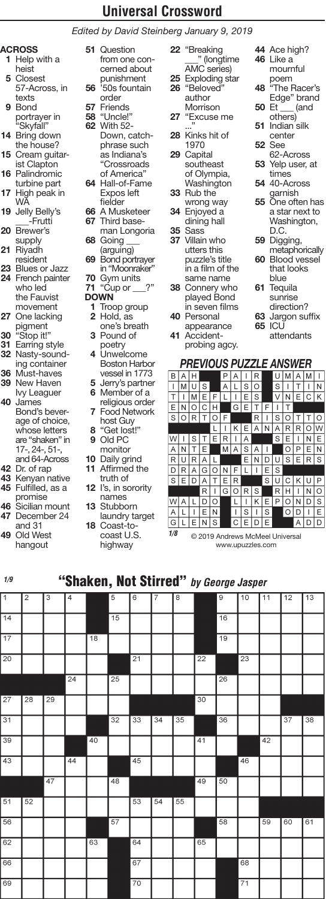# Universal Crossword

*Edited by David Steinberg January 9, 2019*

**ACROSS**

1 Help with a heist
5 Closest 57-Across, in texts
9 Bond portrayer in "Skyfall"
14 Bring down the house?
15 Cream guitarist Clapton
16 Palindromic turbine part
17 High peak in WA
19 Jelly Belly's ___-Frutti
20 Brewer's supply
21 Riyadh resident
23 Blues or Jazz
24 French painter who led the Fauvist movement
27 One lacking pigment
30 "Stop it!"
31 Earring style
32 Nasty-sounding container
36 Must-haves
39 New Haven Ivy Leaguer
40 James Bond's beverage of choice, whose letters are "shaken" in 17-, 24-, 51-, and 64-Across
42 Dr. of rap
43 Kenyan native
45 Fulfilled, as a promise
46 Sicilian mount
47 December 24 and 31
49 Old West hangout
51 Question from one concerned about punishment
56 '50s fountain order
57 Friends
58 "Uncle!"
62 With 52-Down, catchphrase such as Indiana's "Crossroads of America"
64 Hall-of-Fame Expos left fielder
66 A Musketeer
67 Third baseman Longoria
68 Going ___ (arguing)
69 Bond portrayer in "Moonraker"
70 Gym units
71 "Cup or ___?"

**DOWN**

1 Troop group
2 Hold, as one's breath
3 Pound of poetry
4 Unwelcome Boston Harbor vessel in 1773
5 Jerry's partner
6 Member of a religious order
7 Food Network host Guy
8 "Get lost!"
9 Old PC monitor
10 Daily grind
11 Affirmed the truth of
12 I's, in sorority names
13 Stubborn laundry target
18 Coast-to-coast U.S. highway
22 "Breaking ___" (longtime AMC series)
25 Exploding star
26 "Beloved" author Morrison
27 "Excuse me ..."
28 Kinks hit of 1970
29 Capital southeast of Olympia, Washington
33 Rub the wrong way
34 Enjoyed a dining hall
35 Sass
37 Villain who utters this puzzle's title in a film of the same name
38 Connery who played Bond in seven films
40 Personal appearance
41 Accident-probing agcy.
44 Ace high?
46 Like a mournful poem
48 "The Racer's Edge" brand
50 Et ___ (and others)
51 Indian silk center
52 See 62-Across
53 Yelp user, at times
54 40-Across garnish
55 One often has a star next to Washington, D.C.
59 Digging, metaphorically
60 Blood vessel that looks blue
61 Tequila sunrise direction?
63 Jargon suffix
65 ICU attendants

## PREVIOUS PUZZLE ANSWER

| | | | | | | | | | | | | | | |
|---|---|---|---|---|---|---|---|---|---|---|---|---|---|---|
| B | A | H | | | P | A | I | R | | U | M | A | M | I |
| I | M | U | S | | A | L | S | O | | S | I | T | I | N |
| T | I | M | E | F | L | I | E | S | | V | N | E | C | K |
| E | N | O | C | H | | G | E | T | F | I | T | | | |
| S | O | R | T | O | F | | | R | I | S | O | T | T | O |
| | | | | L | I | K | E | A | N | A | R | R | O | W |
| W | I | S | T | E | R | I | A | | S | E | I | N | E | |
| A | N | T | E | | M | A | S | A | I | | O | P | E | N |
| R | U | R | A | L | | | E | N | D | U | S | E | R | S |
| D | R | A | G | O | N | F | L | I | E | S | | | | |
| S | E | D | A | T | E | R | | | S | U | C | K | U | P |
| | | | R | I | G | O | R | S | | R | H | I | N | O |
| W | A | L | D | O | | L | I | K | E | P | O | N | D | S |
| A | L | I | E | N | | I | S | I | S | | O | D | I | E |
| G | L | E | N | S | | C | E | D | E | | | A | D | D |

1/8

© 2019 Andrews McMeel Universal
www.upuzzles.com

1/9

## "Shaken, Not Stirred" *by George Jasper*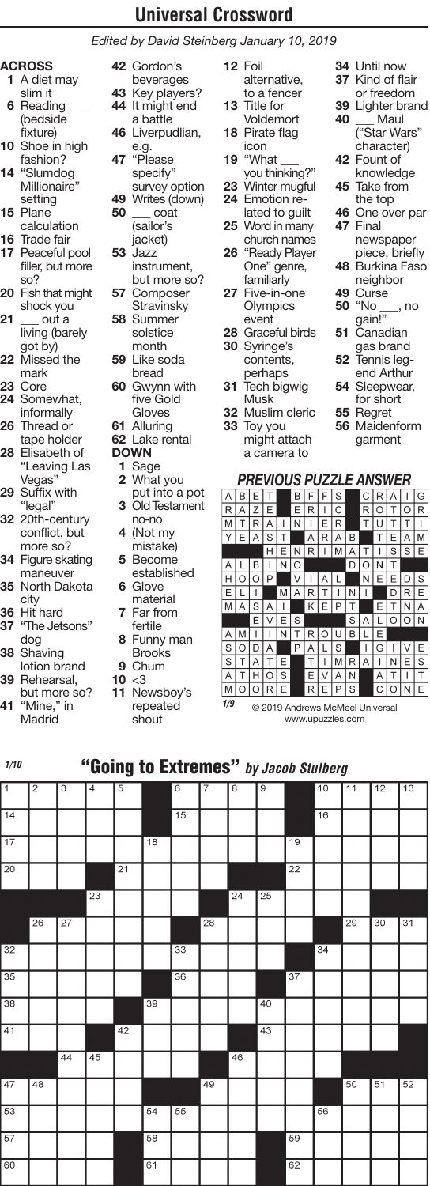# Universal Crossword

*Edited by David Steinberg January 10, 2019*

## "Going to Extremes" *by Jacob Stulberg*

1/10

### ACROSS

1 A diet may slim it
6 Reading ___ (bedside fixture)
10 Shoe in high fashion?
14 "Slumdog Millionaire" setting
15 Plane calculation
16 Trade fair
17 Peaceful pool filler, but more so?
20 Fish that might shock you
21 ___ out a living (barely got by)
22 Missed the mark
23 Core
24 Somewhat, informally
26 Thread or tape holder
28 Elisabeth of "Leaving Las Vegas"
29 Suffix with "legal"
32 20th-century conflict, but more so?
34 Figure skating maneuver
35 North Dakota city
36 Hit hard
37 "The Jetsons" dog
38 Shaving lotion brand
39 Rehearsal, but more so?
41 "Mine," in Madrid
42 Gordon's beverages
43 Key players?
44 It might end a battle
46 Liverpudlian, e.g.
47 "Please specify" survey option
49 Writes (down)
50 ___ coat (sailor's jacket)
53 Jazz instrument, but more so?
57 Composer Stravinsky
58 Summer solstice month
59 Like soda bread
60 Gwynn with five Gold Gloves
61 Alluring
62 Lake rental

### DOWN

1 Sage
2 What you put into a pot
3 Old Testament no-no
4 (Not my mistake)
5 Become established
6 Glove material
7 Far from fertile
8 Funny man Brooks
9 Chum
10 <3
11 Newsboy's repeated shout
12 Foil alternative, to a fencer
13 Title for Voldemort
18 Pirate flag icon
19 "What ___ you thinking?"
23 Winter mugful
24 Emotion related to guilt
25 Word in many church names
26 "Ready Player One" genre, familiarly
27 Five-in-one Olympics event
28 Graceful birds
30 Syringe's contents, perhaps
31 Tech bigwig Musk
32 Muslim cleric
33 Toy you might attach a camera to
34 Until now
37 Kind of flair or freedom
39 Lighter brand
40 ___ Maul ("Star Wars" character)
42 Fount of knowledge
45 Take from the top
46 One over par
47 Final newspaper piece, briefly
48 Burkina Faso neighbor
49 Curse
50 "No ___, no gain!"
51 Canadian gas brand
52 Tennis legend Arthur
54 Sleepwear, for short
55 Regret
56 Maidenform garment

### PREVIOUS PUZZLE ANSWER

| | | | | | | | | | | | | | | |
|---|---|---|---|---|---|---|---|---|---|---|---|---|---|---|
| A | B | E | T | | B | F | F | S | | C | R | A | I | G |
| R | A | Z | E | | E | R | I | C | | R | O | T | O | R |
| M | T | R | A | I | N | I | E | R | | T | U | T | T | I |
| Y | E | A | S | T | | A | R | A | B | | T | E | A | M |
| | | | H | E | N | R | I | M | A | T | I | S | S | E |
| A | L | B | I | N | O | | | | D | O | N | T | | |
| H | O | O | P | | V | I | A | L | | N | E | E | D | S |
| E | L | I | | M | A | R | T | I | N | I | | D | R | E |
| M | A | S | A | I | | K | E | P | T | | E | T | N | A |
| | | E | V | E | S | | | | S | A | L | O | O | N |
| A | M | I | I | N | T | R | O | U | B | L | E | | | |
| S | O | D | A | | P | A | L | S | | I | G | I | V | E |
| S | T | A | T | E | | T | I | M | R | A | I | N | E | S |
| A | T | H | O | S | | E | V | A | N | | A | T | I | T |
| M | O | O | R | E | | R | E | P | S | | C | O | N | E |

1/9

© 2019 Andrews McMeel Universal
www.upuzzles.com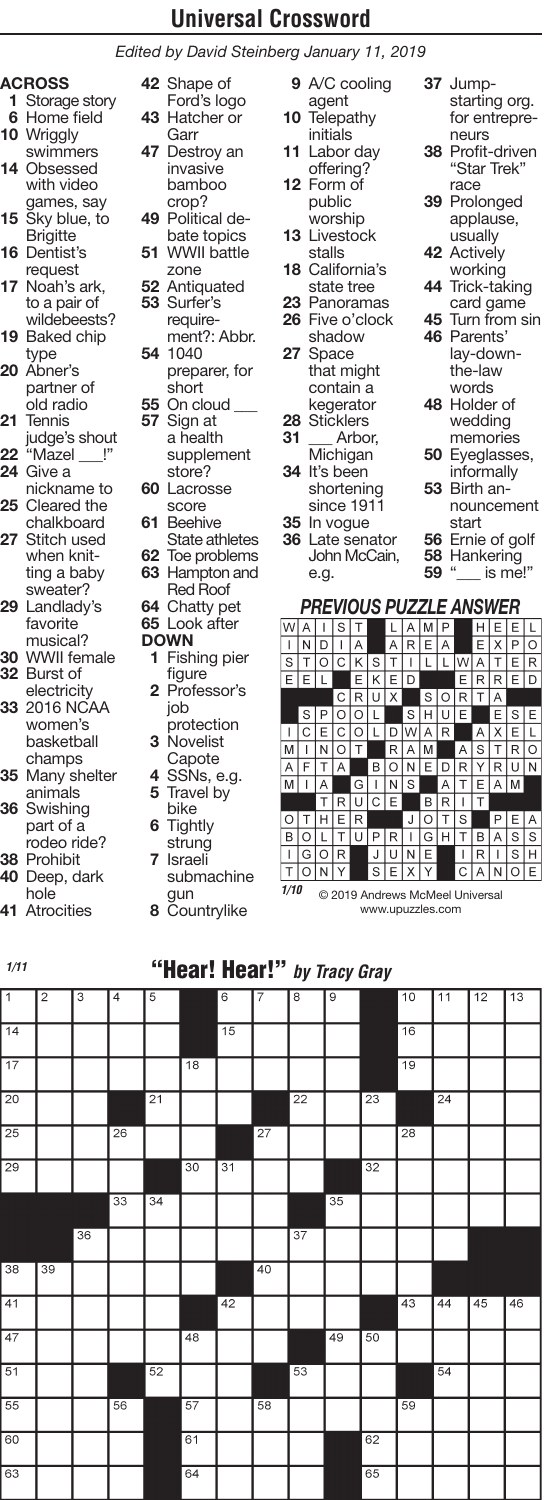# Universal Crossword

*Edited by David Steinberg January 11, 2019*

## ACROSS

- **1** Storage story
- **6** Home field
- **10** Wriggly swimmers
- **14** Obsessed with video games, say
- **15** Sky blue, to Brigitte
- **16** Dentist's request
- **17** Noah's ark, to a pair of wildebeests?
- **19** Baked chip type
- **20** Abner's partner of old radio
- **21** Tennis judge's shout
- **22** "Mazel ___!"
- **24** Give a nickname to
- **25** Cleared the chalkboard
- **27** Stitch used when knitting a baby sweater?
- **29** Landlady's favorite musical?
- **30** WWII female
- **32** Burst of electricity
- **33** 2016 NCAA women's basketball champs
- **35** Many shelter animals
- **36** Swishing part of a rodeo ride?
- **38** Prohibit
- **40** Deep, dark hole
- **41** Atrocities
- **42** Shape of Ford's logo
- **43** Hatcher or Garr
- **47** Destroy an invasive bamboo crop?
- **49** Political debate topics
- **51** WWII battle zone
- **52** Antiquated
- **53** Surfer's requirement?: Abbr.
- **54** 1040 preparer, for short
- **55** On cloud ___
- **57** Sign at a health supplement store?
- **60** Lacrosse score
- **61** Beehive State athletes
- **62** Toe problems
- **63** Hampton and Red Roof
- **64** Chatty pet
- **65** Look after

## DOWN

- **1** Fishing pier figure
- **2** Professor's job protection
- **3** Novelist Capote
- **4** SSNs, e.g.
- **5** Travel by bike
- **6** Tightly strung
- **7** Israeli submachine gun
- **8** Countrylike
- **9** A/C cooling agent
- **10** Telepathy initials
- **11** Labor day offering?
- **12** Form of public worship
- **13** Livestock stalls
- **18** California's state tree
- **23** Panoramas
- **26** Five o'clock shadow
- **27** Space that might contain a kegerator
- **28** Sticklers
- **31** ___ Arbor, Michigan
- **34** It's been shortening since 1911
- **35** In vogue
- **36** Late senator John McCain, e.g.
- **37** Jump-starting org. for entrepreneurs
- **38** Profit-driven "Star Trek" race
- **39** Prolonged applause, usually
- **42** Actively working
- **44** Trick-taking card game
- **45** Turn from sin
- **46** Parents' lay-down-the-law words
- **48** Holder of wedding memories
- **50** Eyeglasses, informally
- **53** Birth announcement start
- **56** Ernie of golf
- **58** Hankering
- **59** "___ is me!"

## PREVIOUS PUZZLE ANSWER

| | | | | | | | | | | | | | | |
|---|---|---|---|---|---|---|---|---|---|---|---|---|---|---|
| W | A | I | S | T | | L | A | M | P | | H | E | E | L |
| I | N | D | I | A | | A | R | E | A | | E | X | P | O |
| S | T | O | C | K | S | T | I | L | L | W | A | T | E | R |
| E | E | L | | E | K | E | D | | | E | R | R | E | D |
| | | | C | R | U | X | | S | O | R | T | A | | |
| | S | P | O | O | L | | S | H | U | E | | E | S | E |
| I | C | E | C | O | L | D | W | A | R | | A | X | E | L |
| M | I | N | O | T | | R | A | M | | A | S | T | R | O |
| A | F | T | A | | B | O | N | E | D | R | Y | R | U | N |
| M | I | A | | G | I | N | S | | A | T | E | A | M | |
| | | T | R | U | C | E | | B | R | I | T | | | |
| O | T | H | E | R | | | J | O | T | S | | P | E | A |
| B | O | L | T | U | P | R | I | G | H | T | B | A | S | S |
| I | G | O | R | | J | U | N | E | | I | R | I | S | H |
| T | O | N | Y | | S | E | X | Y | | C | A | N | O | E |

1/10 © 2019 Andrews McMeel Universal www.upuzzles.com

## 1/11 "Hear! Hear!" *by Tracy Gray*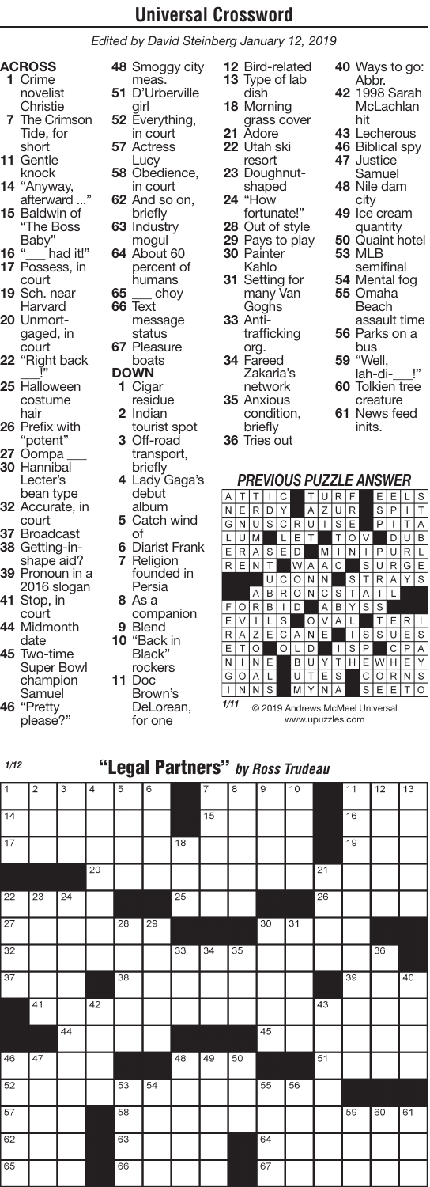# Universal Crossword

*Edited by David Steinberg January 12, 2019*

## ACROSS

**1** Crime novelist Christie
**7** The Crimson Tide, for short
**11** Gentle knock
**14** "Anyway, afterward ..."
**15** Baldwin of "The Boss Baby"
**16** "___ had it!"
**17** Possess, in court
**19** Sch. near Harvard
**20** Unmortgaged, in court
**22** "Right back ___!"
**25** Halloween costume hair
**26** Prefix with "potent"
**27** Oompa ___
**30** Hannibal Lecter's bean type
**32** Accurate, in court
**37** Broadcast
**38** Getting-in-shape aid?
**39** Pronoun in a 2016 slogan
**41** Stop, in court
**44** Midmonth date
**45** Two-time Super Bowl champion Samuel
**46** "Pretty please?"
**48** Smoggy city meas.
**51** D'Urberville girl
**52** Everything, in court
**57** Actress Lucy
**58** Obedience, in court
**62** And so on, briefly
**63** Industry mogul
**64** About 60 percent of humans
**65** ___ choy
**66** Text message status
**67** Pleasure boats

## DOWN

**1** Cigar residue
**2** Indian tourist spot
**3** Off-road transport, briefly
**4** Lady Gaga's debut album
**5** Catch wind of
**6** Diarist Frank
**7** Religion founded in Persia
**8** As a companion
**9** Blend
**10** "Back in Black" rockers
**11** Doc Brown's DeLorean, for one
**12** Bird-related
**13** Type of lab dish
**18** Morning grass cover
**21** Adore
**22** Utah ski resort
**23** Doughnut-shaped
**24** "How fortunate!"
**28** Out of style
**29** Pays to play
**30** Painter Kahlo
**31** Setting for many Van Goghs
**33** Anti-trafficking org.
**34** Fareed Zakaria's network
**35** Anxious condition, briefly
**36** Tries out
**40** Ways to go: Abbr.
**42** 1998 Sarah McLachlan hit
**43** Lecherous
**46** Biblical spy
**47** Justice Samuel
**48** Nile dam city
**49** Ice cream quantity
**50** Quaint hotel
**53** MLB semifinal
**54** Mental fog
**55** Omaha Beach assault time
**56** Parks on a bus
**59** "Well, lah-di-___!"
**60** Tolkien tree creature
**61** News feed inits.

## PREVIOUS PUZZLE ANSWER

| | | | | | | | | | | | | | | |
|---|---|---|---|---|---|---|---|---|---|---|---|---|---|---|
| A | T | T | I | C | | T | U | R | F | | E | E | L | S |
| N | E | R | D | Y | | A | Z | U | R | | S | P | I | T |
| G | N | U | S | C | R | U | I | S | E | | P | I | T | A |
| L | U | M | | L | E | T | | T | O | V | | D | U | B |
| E | R | A | S | E | D | | M | I | N | I | P | U | R | L |
| R | E | N | T | | W | A | A | C | | S | U | R | G | E |
| | | | U | C | O | N | N | | S | T | R | A | Y | S |
| | | A | B | R | O | N | C | S | T | A | I | L | | |
| F | O | R | B | I | D | | A | B | Y | S | S | | | |
| E | V | I | L | S | | O | V | A | L | | T | E | R | I |
| R | A | Z | E | C | A | N | E | | I | S | S | U | E | S |
| E | T | O | | O | L | D | | I | S | P | | C | P | A |
| N | I | N | E | | B | U | Y | T | H | E | W | H | E | Y |
| G | O | A | L | | U | T | E | S | | C | O | R | N | S |
| I | N | N | S | | M | Y | N | A | | S | E | E | T | O |

1/11 © 2019 Andrews McMeel Universal www.upuzzles.com

## 1/12 "Legal Partners" *by Ross Trudeau*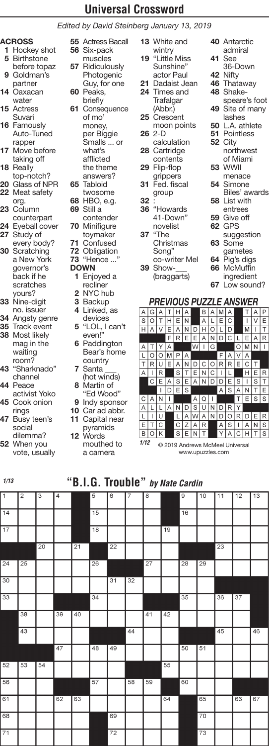# Universal Crossword

*Edited by David Steinberg January 13, 2019*

## ACROSS

1 Hockey shot
5 Birthstone before topaz
9 Goldman's partner
14 Oaxacan water
15 Actress Suvari
16 Famously Auto-Tuned rapper
17 Move before taking off
18 Really top-notch?
20 Glass of NPR
22 Meat safety org.
23 Column counterpart
24 Eyeball cover
27 Study of every body?
30 Scratching a New York governor's back if he scratches yours?
33 Nine-digit no. issuer
34 Angsty genre
35 Track event
38 Most likely mag in the waiting room?
43 "Sharknado" channel
44 Peace activist Yoko
45 Cook onion rings
47 Busy teen's social dilemma?
52 When you vote, usually
55 Actress Bacall
56 Six-pack muscles
57 Ridiculously Photogenic Guy, for one
60 Peaks, briefly
61 Consequence of mo' money, per Biggie Smalls ... or what's afflicted the theme answers?
65 Tabloid twosome
68 HBO, e.g.
69 Still a contender
70 Minifigure toymaker
71 Confused
72 Obligation
73 "Hence ..."

## DOWN

1 Enjoyed a recliner
2 NYC hub
3 Backup
4 Linked, as devices
5 "LOL, I can't even!"
6 Paddington Bear's home country
7 Santa ___ (hot winds)
8 Martin of "Ed Wood"
9 Indy sponsor
10 Car ad abbr.
11 Capital near pyramids
12 Words mouthed to a camera
13 White and wintry
19 "Little Miss Sunshine" actor Paul
21 Dadaist Jean
24 Times and Trafalgar (Abbr.)
25 Crescent moon points
26 2-D calculation
28 Cartridge contents
29 Flip-flop grippers
31 Fed. fiscal group
32 :
36 "Howards 41-Down" novelist
37 "The Christmas Song" co-writer Mel
39 Show-___ (braggarts)
40 Antarctic admiral
41 See 36-Down
42 Nifty
46 Thataway
48 Shakespeare's foot
49 Site of many lashes
50 L.A. athlete
51 Pointless
52 City northwest of Miami
53 WWII menace
54 Simone Biles' awards
58 List with entrees
59 Give off
62 GPS suggestion
63 Some gametes
64 Pig's digs
66 McMuffin ingredient
67 Low sound?

## PREVIOUS PUZZLE ANSWER

| | | | | | | | | | | | | | | |
|---|---|---|---|---|---|---|---|---|---|---|---|---|---|---|
| A | G | A | T | H | A | | B | A | M | A | | T | A | P |
| S | O | T | H | E | N | | A | L | E | C | | I | V | E |
| H | A | V | E | A | N | D | H | O | L | D | | M | I | T |
| | | | F | R | E | E | A | N | D | C | L | E | A | R |
| A | T | Y | A | | | W | I | G | | | O | M | N | I |
| L | O | O | M | P | A | | | | F | A | V | A | | |
| T | R | U | E | A | N | D | C | O | R | R | E | C | T | |
| A | I | R | | S | T | E | N | C | I | L | | H | E | R |
| | C | E | A | S | E | A | N | D | D | E | S | I | S | T |
| | | I | D | E | S | | | | A | S | A | N | T | E |
| C | A | N | I | | | A | Q | I | | | T | E | S | S |
| A | L | L | A | N | D | S | U | N | D | R | Y | | | |
| L | I | U | | L | A | W | A | N | D | O | R | D | E | R |
| E | T | C | | C | Z | A | R | | A | S | I | A | N | S |
| B | O | K | | S | E | N | T | | Y | A | C | H | T | S |

1/12 © 2019 Andrews McMeel Universal www.upuzzles.com

## "B.I.G. Trouble" *by Nate Cardin*

1/13